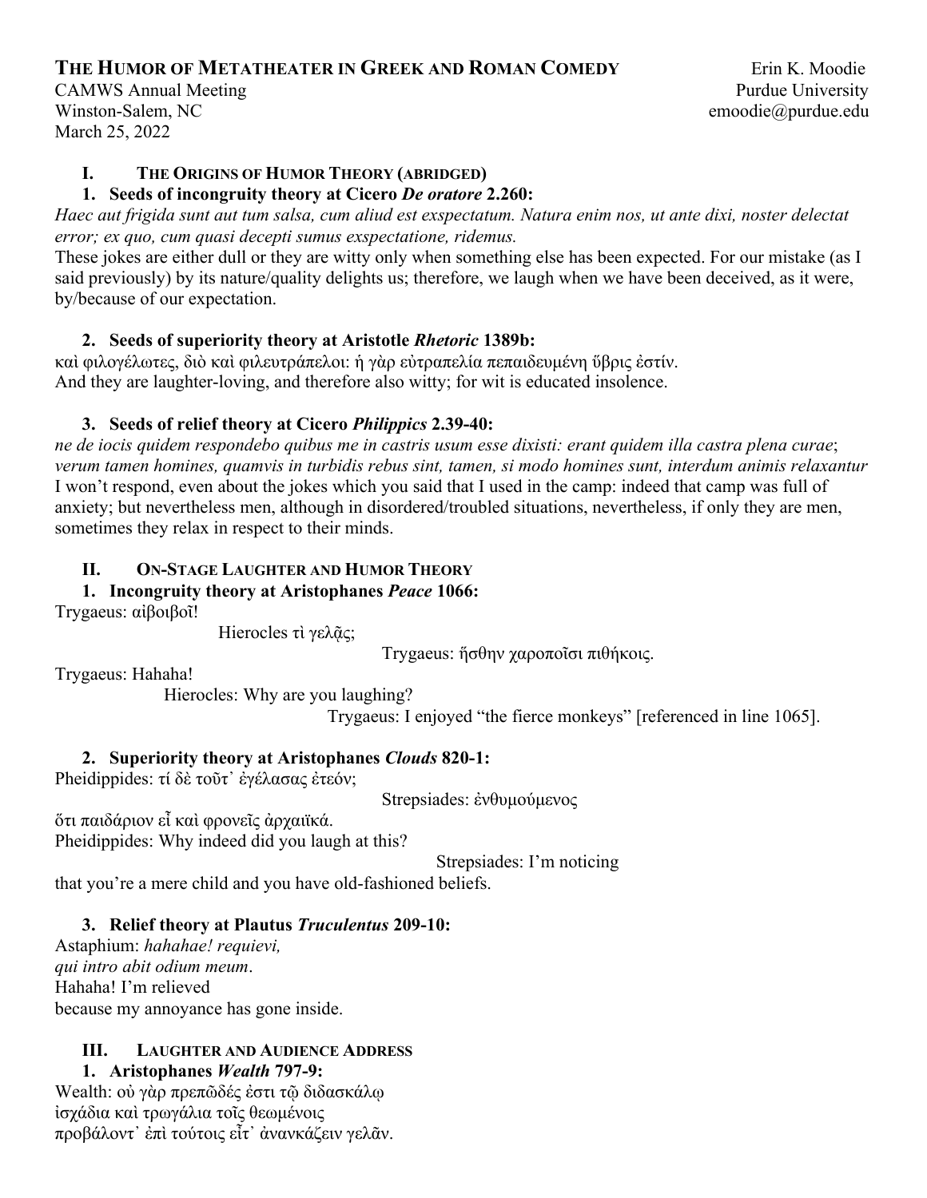# The Humor of Metatheater in Greek and Roman Comedy

Erin K. Moodie
Purdue University
emoodie@purdue.edu

CAMWS Annual Meeting
Winston-Salem, NC
March 25, 2022

## I. The Origins of Humor Theory (abridged)

### 1. Seeds of incongruity theory at Cicero *De oratore* 2.260:

*Haec aut frigida sunt aut tum salsa, cum aliud est exspectatum. Natura enim nos, ut ante dixi, noster delectat error; ex quo, cum quasi decepti sumus exspectatione, ridemus.*

These jokes are either dull or they are witty only when something else has been expected. For our mistake (as I said previously) by its nature/quality delights us; therefore, we laugh when we have been deceived, as it were, by/because of our expectation.

### 2. Seeds of superiority theory at Aristotle *Rhetoric* 1389b:

καὶ φιλογέλωτες, διὸ καὶ φιλευτράπελοι: ἡ γὰρ εὐτραπελία πεπαιδευμένη ὕβρις ἐστίν.
And they are laughter-loving, and therefore also witty; for wit is educated insolence.

### 3. Seeds of relief theory at Cicero *Philippics* 2.39-40:

*ne de iocis quidem respondebo quibus me in castris usum esse dixisti: erant quidem illa castra plena curae; verum tamen homines, quamvis in turbidis rebus sint, tamen, si modo homines sunt, interdum animis relaxantur*
I won't respond, even about the jokes which you said that I used in the camp: indeed that camp was full of anxiety; but nevertheless men, although in disordered/troubled situations, nevertheless, if only they are men, sometimes they relax in respect to their minds.

## II. On-Stage Laughter and Humor Theory

### 1. Incongruity theory at Aristophanes *Peace* 1066:

Trygaeus: αἰβοιβοῖ!
Hierocles τὶ γελᾷς;
Trygaeus: ἥσθην χαροποῖσι πιθήκοις.

Trygaeus: Hahaha!
Hierocles: Why are you laughing?
Trygaeus: I enjoyed "the fierce monkeys" [referenced in line 1065].

### 2. Superiority theory at Aristophanes *Clouds* 820-1:

Pheidippides: τί δὲ τοῦτ᾽ ἐγέλασας ἐτεόν;
Strepsiades: ἐνθυμούμενος
ὅτι παιδάριον εἶ καὶ φρονεῖς ἀρχαϊκά.

Pheidippides: Why indeed did you laugh at this?
Strepsiades: I'm noticing
that you're a mere child and you have old-fashioned beliefs.

### 3. Relief theory at Plautus *Truculentus* 209-10:

Astaphium: *hahahae! requievi,*
*qui intro abit odium meum*.
Hahaha! I'm relieved
because my annoyance has gone inside.

## III. Laughter and Audience Address

### 1. Aristophanes *Wealth* 797-9:

Wealth: οὐ γὰρ πρεπῶδές ἐστι τῷ διδασκάλῳ
ἰσχάδια καὶ τρωγάλια τοῖς θεωμένοις
προβάλοντ᾽ ἐπὶ τούτοις εἶτ᾽ ἀνανκάζειν γελᾶν.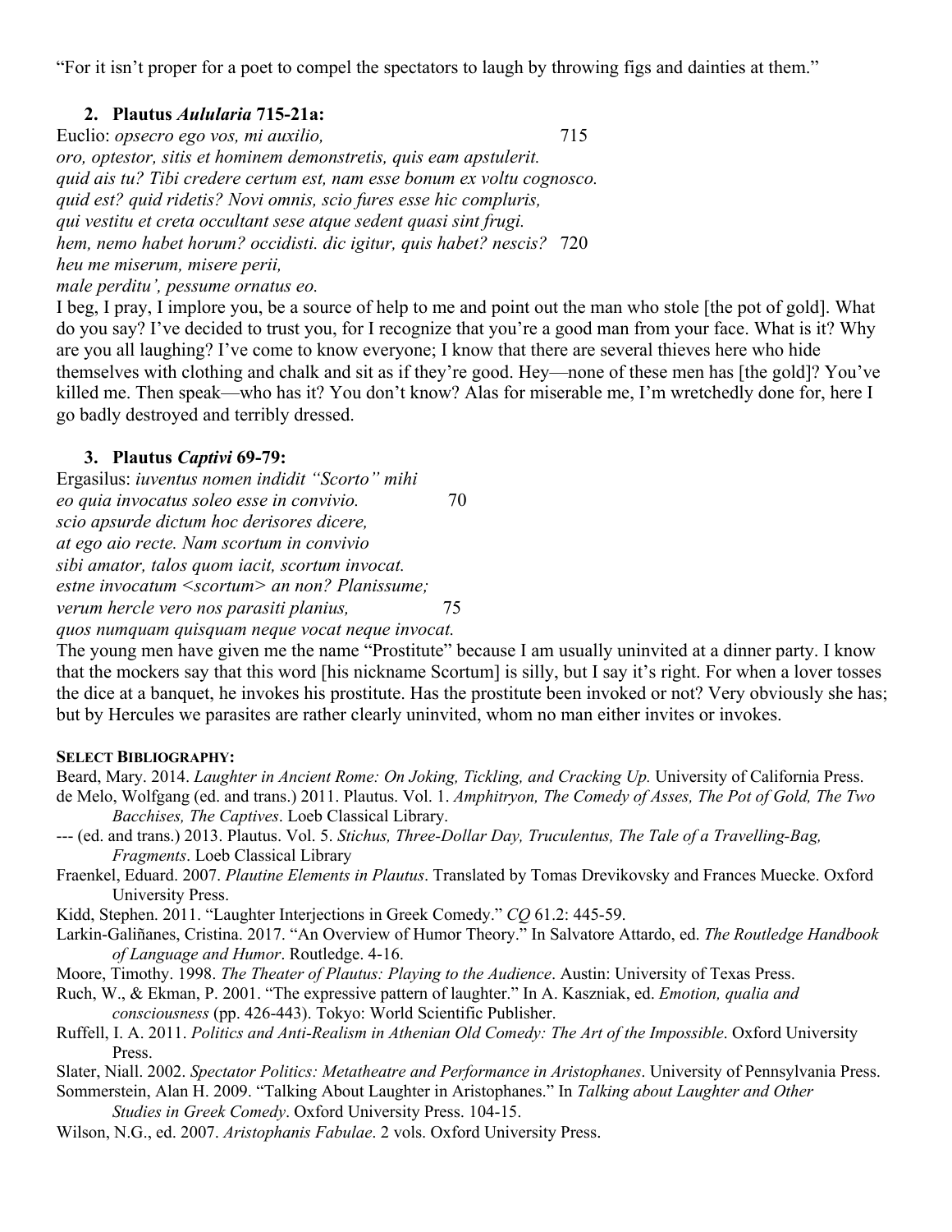"For it isn't proper for a poet to compel the spectators to laugh by throwing figs and dainties at them."

2. **Plautus *Aulularia* 715-21a:**

Euclio: *opsecro ego vos, mi auxilio,* 715
*oro, optestor, sitis et hominem demonstretis, quis eam apstulerit.*
*quid ais tu? Tibi credere certum est, nam esse bonum ex voltu cognosco.*
*quid est? quid ridetis? Novi omnis, scio fures esse hic compluris,*
*qui vestitu et creta occultant sese atque sedent quasi sint frugi.*
*hem, nemo habet horum? occidisti. dic igitur, quis habet? nescis?* 720
*heu me miserum, misere perii,*
*male perditu', pessume ornatus eo.*

I beg, I pray, I implore you, be a source of help to me and point out the man who stole [the pot of gold]. What do you say? I've decided to trust you, for I recognize that you're a good man from your face. What is it? Why are you all laughing? I've come to know everyone; I know that there are several thieves here who hide themselves with clothing and chalk and sit as if they're good. Hey—none of these men has [the gold]? You've killed me. Then speak—who has it? You don't know? Alas for miserable me, I'm wretchedly done for, here I go badly destroyed and terribly dressed.

3. **Plautus *Captivi* 69-79:**

Ergasilus: *iuventus nomen indidit "Scorto" mihi*
*eo quia invocatus soleo esse in convivio.* 70
*scio apsurde dictum hoc derisores dicere,*
*at ego aio recte. Nam scortum in convivio*
*sibi amator, talos quom iacit, scortum invocat.*
*estne invocatum <scortum> an non? Planissume;*
*verum hercle vero nos parasiti planius,* 75
*quos numquam quisquam neque vocat neque invocat.*

The young men have given me the name "Prostitute" because I am usually uninvited at a dinner party. I know that the mockers say that this word [his nickname Scortum] is silly, but I say it's right. For when a lover tosses the dice at a banquet, he invokes his prostitute. Has the prostitute been invoked or not? Very obviously she has; but by Hercules we parasites are rather clearly uninvited, whom no man either invites or invokes.

**SELECT BIBLIOGRAPHY:**

Beard, Mary. 2014. *Laughter in Ancient Rome: On Joking, Tickling, and Cracking Up.* University of California Press.

de Melo, Wolfgang (ed. and trans.) 2011. Plautus. Vol. 1. *Amphitryon, The Comedy of Asses, The Pot of Gold, The Two Bacchises, The Captives*. Loeb Classical Library.

--- (ed. and trans.) 2013. Plautus. Vol. 5. *Stichus, Three-Dollar Day, Truculentus, The Tale of a Travelling-Bag, Fragments*. Loeb Classical Library

Fraenkel, Eduard. 2007. *Plautine Elements in Plautus*. Translated by Tomas Drevikovsky and Frances Muecke. Oxford University Press.

Kidd, Stephen. 2011. "Laughter Interjections in Greek Comedy." *CQ* 61.2: 445-59.

Larkin-Galiñanes, Cristina. 2017. "An Overview of Humor Theory." In Salvatore Attardo, ed. *The Routledge Handbook of Language and Humor*. Routledge. 4-16.

Moore, Timothy. 1998. *The Theater of Plautus: Playing to the Audience*. Austin: University of Texas Press.

Ruch, W., & Ekman, P. 2001. "The expressive pattern of laughter." In A. Kaszniak, ed. *Emotion, qualia and consciousness* (pp. 426-443). Tokyo: World Scientific Publisher.

Ruffell, I. A. 2011. *Politics and Anti-Realism in Athenian Old Comedy: The Art of the Impossible*. Oxford University Press.

Slater, Niall. 2002. *Spectator Politics: Metatheatre and Performance in Aristophanes*. University of Pennsylvania Press.

Sommerstein, Alan H. 2009. "Talking About Laughter in Aristophanes." In *Talking about Laughter and Other Studies in Greek Comedy*. Oxford University Press. 104-15.

Wilson, N.G., ed. 2007. *Aristophanis Fabulae*. 2 vols. Oxford University Press.